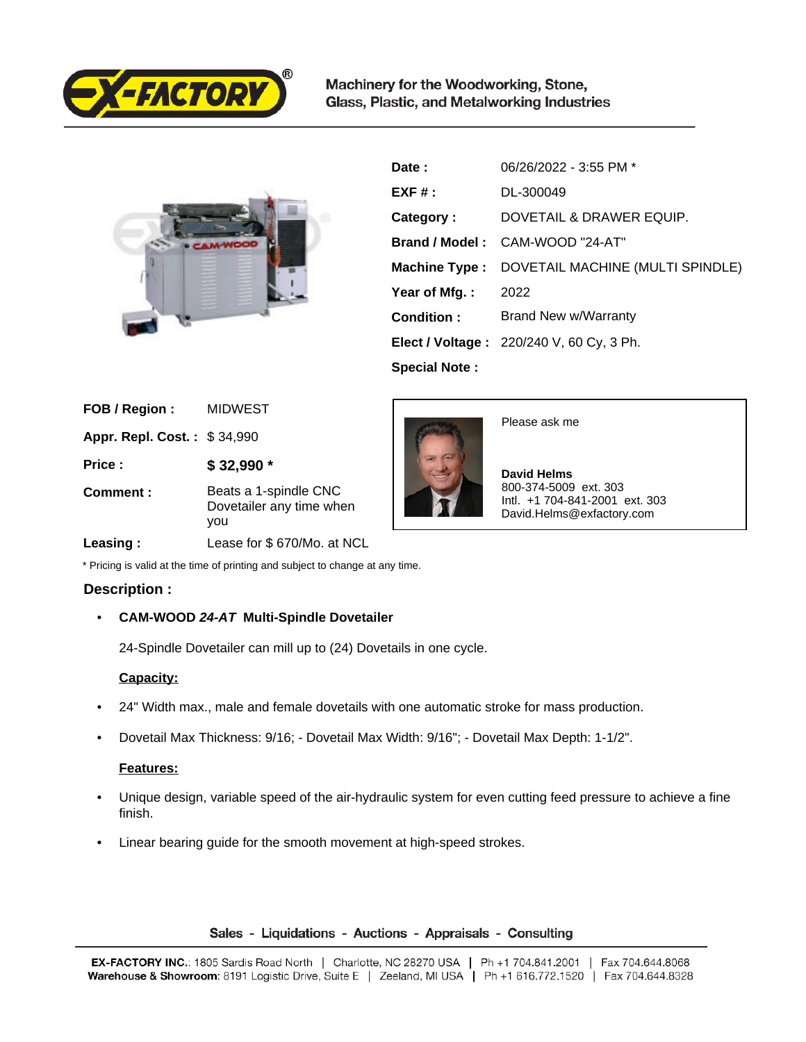Machinery for the Woodworking, Stone, Glass, Plastic, and Metalworking Industries

| | |
|---|---|
| **Date :** | 06/26/2022 - 3:55 PM * |
| **EXF # :** | DL-300049 |
| **Category :** | DOVETAIL & DRAWER EQUIP. |
| **Brand / Model :** | CAM-WOOD "24-AT" |
| **Machine Type :** | DOVETAIL MACHINE (MULTI SPINDLE) |
| **Year of Mfg. :** | 2022 |
| **Condition :** | Brand New w/Warranty |
| **Elect / Voltage :** | 220/240 V, 60 Cy, 3 Ph. |
| **Special Note :** | |

| | |
|---|---|
| **FOB / Region :** | MIDWEST |
| **Appr. Repl. Cost. :** | $ 34,990 |
| **Price :** | **$ 32,990 *** |
| **Comment :** | Beats a 1-spindle CNC Dovetailer any time when you |
| **Leasing :** | Lease for $ 670/Mo. at NCL |

Please ask me

**David Helms**
800-374-5009 ext. 303
Intl. +1 704-841-2001 ext. 303
David.Helms@exfactory.com

* Pricing is valid at the time of printing and subject to change at any time.

## Description :

- **CAM-WOOD *24-AT* Multi-Spindle Dovetailer**

  24-Spindle Dovetailer can mill up to (24) Dovetails in one cycle.

  **Capacity:**

- 24" Width max., male and female dovetails with one automatic stroke for mass production.
- Dovetail Max Thickness: 9/16; - Dovetail Max Width: 9/16"; - Dovetail Max Depth: 1-1/2".

  **Features:**

- Unique design, variable speed of the air-hydraulic system for even cutting feed pressure to achieve a fine finish.
- Linear bearing guide for the smooth movement at high-speed strokes.

Sales - Liquidations - Auctions - Appraisals - Consulting

**EX-FACTORY INC.**: 1805 Sardis Road North | Charlotte, NC 28270 USA | Ph +1 704.841.2001 | Fax 704.644.8068
**Warehouse & Showroom**: 8191 Logistic Drive, Suite E | Zeeland, MI USA | Ph +1 616.772.1520 | Fax 704.644.8328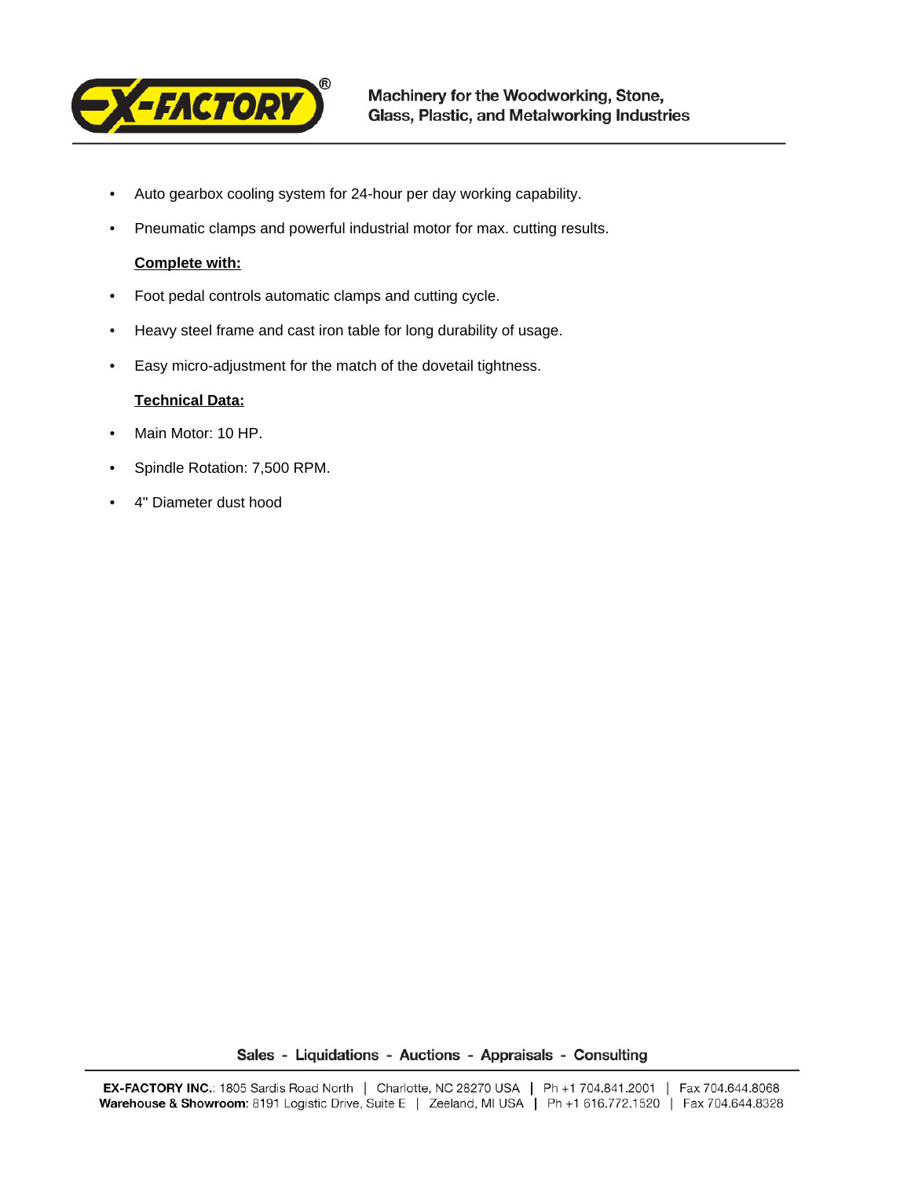- Auto gearbox cooling system for 24-hour per day working capability.
- Pneumatic clamps and powerful industrial motor for max. cutting results.

**Complete with:**

- Foot pedal controls automatic clamps and cutting cycle.
- Heavy steel frame and cast iron table for long durability of usage.
- Easy micro-adjustment for the match of the dovetail tightness.

**Technical Data:**

- Main Motor: 10 HP.
- Spindle Rotation: 7,500 RPM.
- 4" Diameter dust hood